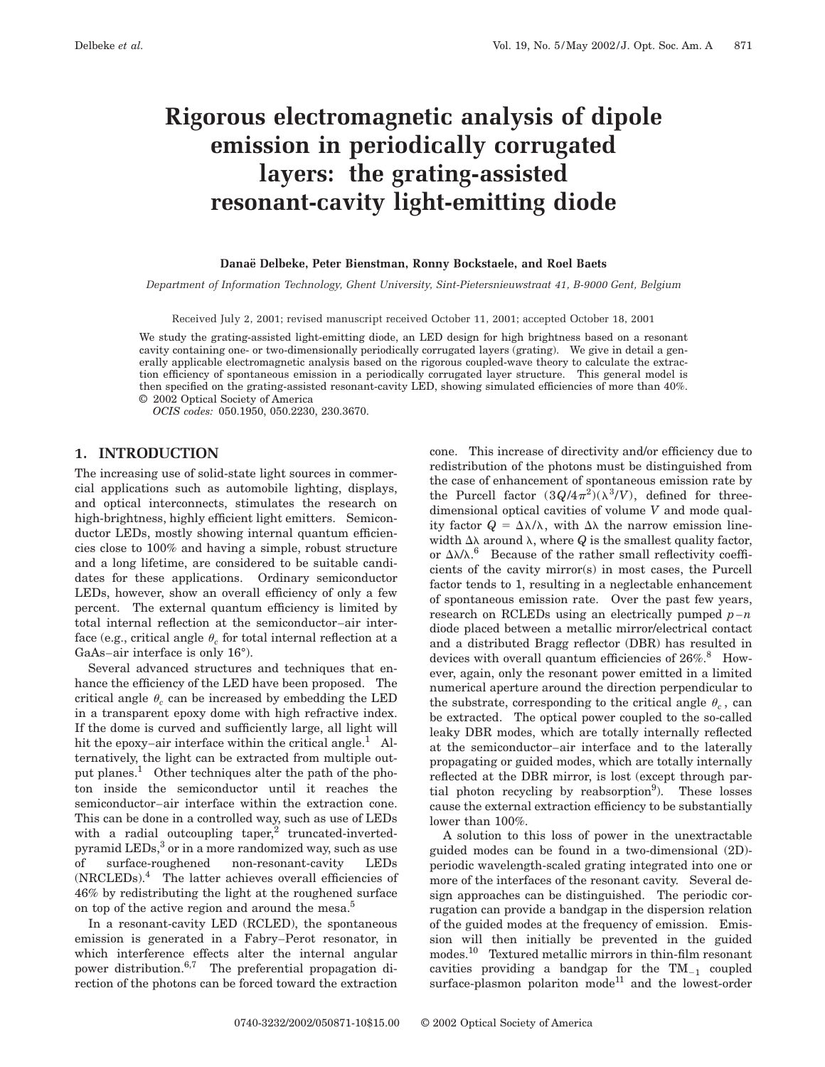# Rigorous electromagnetic analysis of dipole emission in periodically corrugated layers: the grating-assisted resonant-cavity light-emitting diode

**Danaë Delbeke, Peter Bienstman, Ronny Bockstaele, and Roel Baets**

*Department of Information Technology, Ghent University, Sint-Pietersnieuwstraat 41, B-9000 Gent, Belgium*

Received July 2, 2001; revised manuscript received October 11, 2001; accepted October 18, 2001

We study the grating-assisted light-emitting diode, an LED design for high brightness based on a resonant cavity containing one- or two-dimensionally periodically corrugated layers (grating). We give in detail a generally applicable electromagnetic analysis based on the rigorous coupled-wave theory to calculate the extraction efficiency of spontaneous emission in a periodically corrugated layer structure. This general model is then specified on the grating-assisted resonant-cavity LED, showing simulated efficiencies of more than 40%. © 2002 Optical Society of America

*OCIS codes:* 050.1950, 050.2230, 230.3670.

## 1. INTRODUCTION

The increasing use of solid-state light sources in commercial applications such as automobile lighting, displays, and optical interconnects, stimulates the research on high-brightness, highly efficient light emitters. Semiconductor LEDs, mostly showing internal quantum efficiencies close to 100% and having a simple, robust structure and a long lifetime, are considered to be suitable candidates for these applications. Ordinary semiconductor LEDs, however, show an overall efficiency of only a few percent. The external quantum efficiency is limited by total internal reflection at the semiconductor–air interface (e.g., critical angle $\theta_c$ for total internal reflection at a GaAs–air interface is only 16°).

Several advanced structures and techniques that enhance the efficiency of the LED have been proposed. The critical angle $\theta_c$ can be increased by embedding the LED in a transparent epoxy dome with high refractive index. If the dome is curved and sufficiently large, all light will hit the epoxy–air interface within the critical angle.[1] Alternatively, the light can be extracted from multiple output planes.[1] Other techniques alter the path of the photon inside the semiconductor until it reaches the semiconductor–air interface within the extraction cone. This can be done in a controlled way, such as use of LEDs with a radial outcoupling taper,[2] truncated-inverted-pyramid LEDs,[3] or in a more randomized way, such as use of surface-roughened non-resonant-cavity LEDs (NRCLEDs).[4] The latter achieves overall efficiencies of 46% by redistributing the light at the roughened surface on top of the active region and around the mesa.[5]

In a resonant-cavity LED (RCLED), the spontaneous emission is generated in a Fabry–Perot resonator, in which interference effects alter the internal angular power distribution.[6,7] The preferential propagation direction of the photons can be forced toward the extraction cone. This increase of directivity and/or efficiency due to redistribution of the photons must be distinguished from the case of enhancement of spontaneous emission rate by the Purcell factor $(3Q/4\pi^2)(\lambda^3/V)$, defined for three-dimensional optical cavities of volume $V$ and mode quality factor $Q = \Delta\lambda/\lambda$, with $\Delta\lambda$ the narrow emission linewidth $\Delta\lambda$ around $\lambda$, where $Q$ is the smallest quality factor, or $\Delta\lambda/\lambda$.[6] Because of the rather small reflectivity coefficients of the cavity mirror(s) in most cases, the Purcell factor tends to 1, resulting in a neglectable enhancement of spontaneous emission rate. Over the past few years, research on RCLEDs using an electrically pumped $p$–$n$ diode placed between a metallic mirror/electrical contact and a distributed Bragg reflector (DBR) has resulted in devices with overall quantum efficiencies of 26%.[8] However, again, only the resonant power emitted in a limited numerical aperture around the direction perpendicular to the substrate, corresponding to the critical angle $\theta_c$, can be extracted. The optical power coupled to the so-called leaky DBR modes, which are totally internally reflected at the semiconductor–air interface and to the laterally propagating or guided modes, which are totally internally reflected at the DBR mirror, is lost (except through partial photon recycling by reabsorption[9]). These losses cause the external extraction efficiency to be substantially lower than 100%.

A solution to this loss of power in the unextractable guided modes can be found in a two-dimensional (2D)-periodic wavelength-scaled grating integrated into one or more of the interfaces of the resonant cavity. Several design approaches can be distinguished. The periodic corrugation can provide a bandgap in the dispersion relation of the guided modes at the frequency of emission. Emission will then initially be prevented in the guided modes.[10] Textured metallic mirrors in thin-film resonant cavities providing a bandgap for the $\mathrm{TM}_{-1}$ coupled surface-plasmon polariton mode[11] and the lowest-order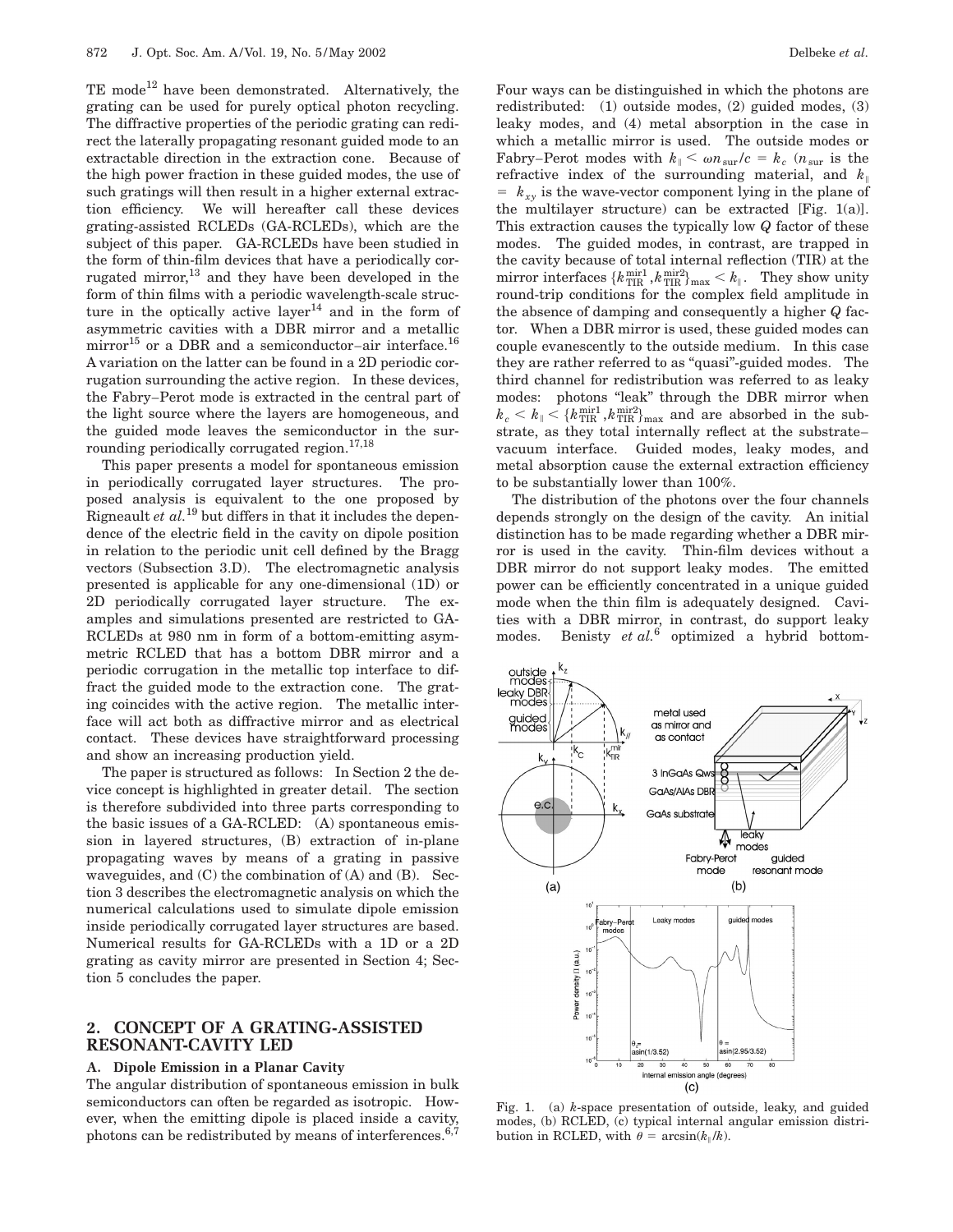TE mode[12] have been demonstrated. Alternatively, the grating can be used for purely optical photon recycling. The diffractive properties of the periodic grating can redirect the laterally propagating resonant guided mode to an extractable direction in the extraction cone. Because of the high power fraction in these guided modes, the use of such gratings will then result in a higher external extraction efficiency. We will hereafter call these devices grating-assisted RCLEDs (GA-RCLEDs), which are the subject of this paper. GA-RCLEDs have been studied in the form of thin-film devices that have a periodically corrugated mirror,[13] and they have been developed in the form of thin films with a periodic wavelength-scale structure in the optically active layer[14] and in the form of asymmetric cavities with a DBR mirror and a metallic mirror[15] or a DBR and a semiconductor–air interface.[16] A variation on the latter can be found in a 2D periodic corrugation surrounding the active region. In these devices, the Fabry–Perot mode is extracted in the central part of the light source where the layers are homogeneous, and the guided mode leaves the semiconductor in the surrounding periodically corrugated region.[17,18]

This paper presents a model for spontaneous emission in periodically corrugated layer structures. The proposed analysis is equivalent to the one proposed by Rigneault *et al.*[19] but differs in that it includes the dependence of the electric field in the cavity on dipole position in relation to the periodic unit cell defined by the Bragg vectors (Subsection 3.D). The electromagnetic analysis presented is applicable for any one-dimensional (1D) or 2D periodically corrugated layer structure. The examples and simulations presented are restricted to GA-RCLEDs at 980 nm in form of a bottom-emitting asymmetric RCLED that has a bottom DBR mirror and a periodic corrugation in the metallic top interface to diffract the guided mode to the extraction cone. The grating coincides with the active region. The metallic interface will act both as diffractive mirror and as electrical contact. These devices have straightforward processing and show an increasing production yield.

The paper is structured as follows: In Section 2 the device concept is highlighted in greater detail. The section is therefore subdivided into three parts corresponding to the basic issues of a GA-RCLED: (A) spontaneous emission in layered structures, (B) extraction of in-plane propagating waves by means of a grating in passive waveguides, and (C) the combination of (A) and (B). Section 3 describes the electromagnetic analysis on which the numerical calculations used to simulate dipole emission inside periodically corrugated layer structures are based. Numerical results for GA-RCLEDs with a 1D or a 2D grating as cavity mirror are presented in Section 4; Section 5 concludes the paper.

## 2. CONCEPT OF A GRATING-ASSISTED RESONANT-CAVITY LED

### A. Dipole Emission in a Planar Cavity

The angular distribution of spontaneous emission in bulk semiconductors can often be regarded as isotropic. However, when the emitting dipole is placed inside a cavity, photons can be redistributed by means of interferences.[6,7] Four ways can be distinguished in which the photons are redistributed: (1) outside modes, (2) guided modes, (3) leaky modes, and (4) metal absorption in the case in which a metallic mirror is used. The outside modes or Fabry–Perot modes with $k_{\parallel} < \omega n_{\text{sur}}/c = k_c$ ($n_{\text{sur}}$ is the refractive index of the surrounding material, and $k_{\parallel} = k_{xy}$ is the wave-vector component lying in the plane of the multilayer structure) can be extracted [Fig. 1(a)]. This extraction causes the typically low $Q$ factor of these modes. The guided modes, in contrast, are trapped in the cavity because of total internal reflection (TIR) at the mirror interfaces $\{k_{\text{TIR}}^{\text{mir1}}, k_{\text{TIR}}^{\text{mir2}}\}_{\max} < k_{\parallel}$. They show unity round-trip conditions for the complex field amplitude in the absence of damping and consequently a higher $Q$ factor. When a DBR mirror is used, these guided modes can couple evanescently to the outside medium. In this case they are rather referred to as "quasi"-guided modes. The third channel for redistribution was referred to as leaky modes: photons "leak" through the DBR mirror when $k_c < k_{\parallel} < \{k_{\text{TIR}}^{\text{mir1}}, k_{\text{TIR}}^{\text{mir2}}\}_{\max}$ and are absorbed in the substrate, as they total internally reflect at the substrate–vacuum interface. Guided modes, leaky modes, and metal absorption cause the external extraction efficiency to be substantially lower than 100%.

The distribution of the photons over the four channels depends strongly on the design of the cavity. An initial distinction has to be made regarding whether a DBR mirror is used in the cavity. Thin-film devices without a DBR mirror do not support leaky modes. The emitted power can be efficiently concentrated in a unique guided mode when the thin film is adequately designed. Cavities with a DBR mirror, in contrast, do support leaky modes. Benisty *et al.*[6] optimized a hybrid bottom-

Fig. 1. (a) $k$-space presentation of outside, leaky, and guided modes, (b) RCLED, (c) typical internal angular emission distribution in RCLED, with $\theta = \arcsin(k_{\parallel}/k)$.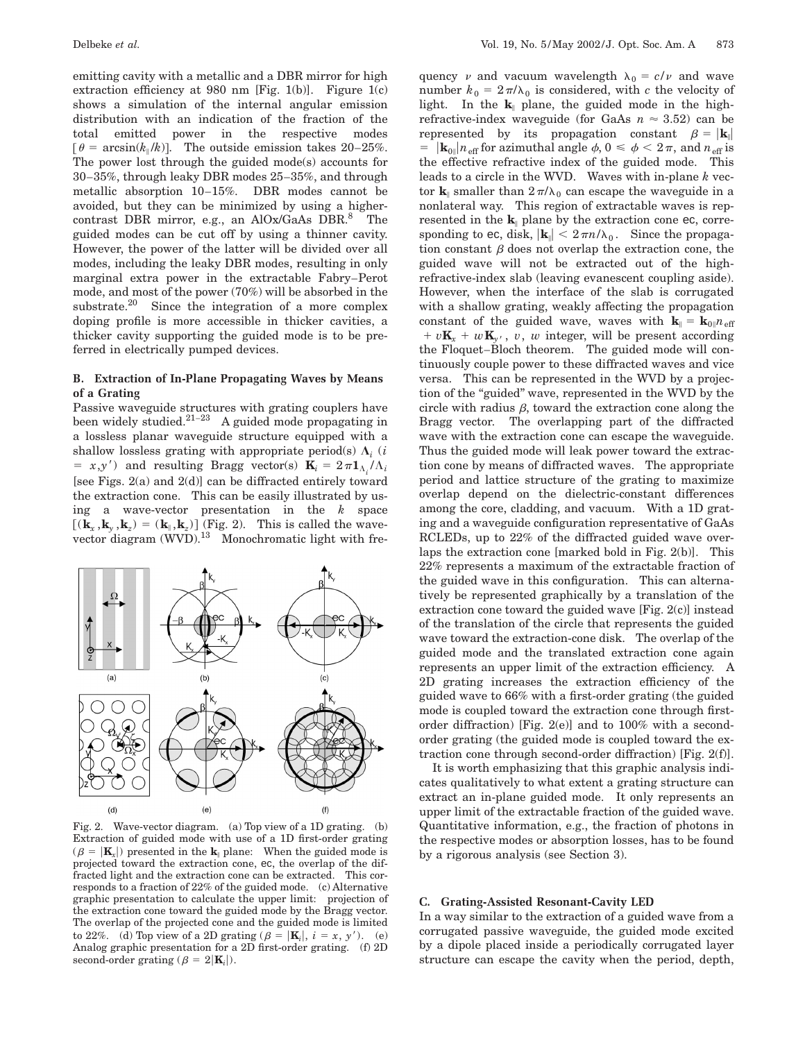emitting cavity with a metallic and a DBR mirror for high extraction efficiency at 980 nm [Fig. 1(b)]. Figure 1(c) shows a simulation of the internal angular emission distribution with an indication of the fraction of the total emitted power in the respective modes [$\theta = \arcsin(k_\parallel/k)$]. The outside emission takes 20–25%. The power lost through the guided mode(s) accounts for 30–35%, through leaky DBR modes 25–35%, and through metallic absorption 10–15%. DBR modes cannot be avoided, but they can be minimized by using a higher-contrast DBR mirror, e.g., an AlOx/GaAs DBR.[8] The guided modes can be cut off by using a thinner cavity. However, the power of the latter will be divided over all modes, including the leaky DBR modes, resulting in only marginal extra power in the extractable Fabry–Perot mode, and most of the power (70%) will be absorbed in the substrate.[20] Since the integration of a more complex doping profile is more accessible in thicker cavities, a thicker cavity supporting the guided mode is to be preferred in electrically pumped devices.

### B. Extraction of In-Plane Propagating Waves by Means of a Grating

Passive waveguide structures with grating couplers have been widely studied.[21–23] A guided mode propagating in a lossless planar waveguide structure equipped with a shallow lossless grating with appropriate period(s) $\Lambda_i$ ($i = x, y'$) and resulting Bragg vector(s) $\mathbf{K}_i = 2\pi \mathbf{1}_{\Lambda_i}/\Lambda_i$ [see Figs. 2(a) and 2(d)] can be diffracted entirely toward the extraction cone. This can be easily illustrated by using a wave-vector presentation in the $k$ space [$(\mathbf{k}_x, \mathbf{k}_y, \mathbf{k}_z) = (\mathbf{k}_\parallel, \mathbf{k}_z)$] (Fig. 2). This is called the wave-vector diagram (WVD).[13] Monochromatic light with frequency $\nu$ and vacuum wavelength $\lambda_0 = c/\nu$ and wave number $k_0 = 2\pi/\lambda_0$ is considered, with $c$ the velocity of light. In the $\mathbf{k}_\parallel$ plane, the guided mode in the high-refractive-index waveguide (for GaAs $n \approx 3.52$) can be represented by its propagation constant $\beta = |\mathbf{k}_\parallel| = |\mathbf{k}_{0\parallel}| n_{\mathrm{eff}}$ for azimuthal angle $\phi$, $0 \leqslant \phi < 2\pi$, and $n_{\mathrm{eff}}$ is the effective refractive index of the guided mode. This leads to a circle in the WVD. Waves with in-plane $k$ vector $\mathbf{k}_\parallel$ smaller than $2\pi/\lambda_0$ can escape the waveguide in a nonlateral way. This region of extractable waves is represented in the $\mathbf{k}_\parallel$ plane by the extraction cone ec, corresponding to ec, disk, $|\mathbf{k}_\parallel| < 2\pi n/\lambda_0$. Since the propagation constant $\beta$ does not overlap the extraction cone, the guided wave will not be extracted out of the high-refractive-index slab (leaving evanescent coupling aside). However, when the interface of the slab is corrugated with a shallow grating, weakly affecting the propagation constant of the guided wave, waves with $\mathbf{k}_\parallel = \mathbf{k}_{0\parallel} n_{\mathrm{eff}} + v\mathbf{K}_x + w\mathbf{K}_{y'}$, $v$, $w$ integer, will be present according the Floquet–Bloch theorem. The guided mode will continuously couple power to these diffracted waves and vice versa. This can be represented in the WVD by a projection of the "guided" wave, represented in the WVD by the circle with radius $\beta$, toward the extraction cone along the Bragg vector. The overlapping part of the diffracted wave with the extraction cone can escape the waveguide. Thus the guided mode will leak power toward the extraction cone by means of diffracted waves. The appropriate period and lattice structure of the grating to maximize overlap depend on the dielectric-constant differences among the core, cladding, and vacuum. With a 1D grating and a waveguide configuration representative of GaAs RCLEDs, up to 22% of the diffracted guided wave overlaps the extraction cone [marked bold in Fig. 2(b)]. This 22% represents a maximum of the extractable fraction of the guided wave in this configuration. This can alternatively be represented graphically by a translation of the extraction cone toward the guided wave [Fig. 2(c)] instead of the translation of the circle that represents the guided wave toward the extraction-cone disk. The overlap of the guided mode and the translated extraction cone again represents an upper limit of the extraction efficiency. A 2D grating increases the extraction efficiency of the guided wave to 66% with a first-order grating (the guided mode is coupled toward the extraction cone through first-order diffraction) [Fig. 2(e)] and to 100% with a second-order grating (the guided mode is coupled toward the extraction cone through second-order diffraction) [Fig. 2(f)].

It is worth emphasizing that this graphic analysis indicates qualitatively to what extent a grating structure can extract an in-plane guided mode. It only represents an upper limit of the extractable fraction of the guided wave. Quantitative information, e.g., the fraction of photons in the respective modes or absorption losses, has to be found by a rigorous analysis (see Section 3).

Fig. 2. Wave-vector diagram. (a) Top view of a 1D grating. (b) Extraction of guided mode with use of a 1D first-order grating ($\beta = |\mathbf{K}_x|$) presented in the $\mathbf{k}_\parallel$ plane: When the guided mode is projected toward the extraction cone, ec, the overlap of the diffracted light and the extraction cone can be extracted. This corresponds to a fraction of 22% of the guided mode. (c) Alternative graphic presentation to calculate the upper limit: projection of the extraction cone toward the guided mode by the Bragg vector. The overlap of the projected cone and the guided mode is limited to 22%. (d) Top view of a 2D grating ($\beta = |\mathbf{K}_i|$, $i = x, y'$). (e) Analog graphic presentation for a 2D first-order grating. (f) 2D second-order grating ($\beta = 2|\mathbf{K}_i|$).

### C. Grating-Assisted Resonant-Cavity LED

In a way very similar to the extraction of a guided wave from a corrugated passive waveguide, the guided mode excited by a dipole placed inside a periodically corrugated layer structure can escape the cavity when the period, depth,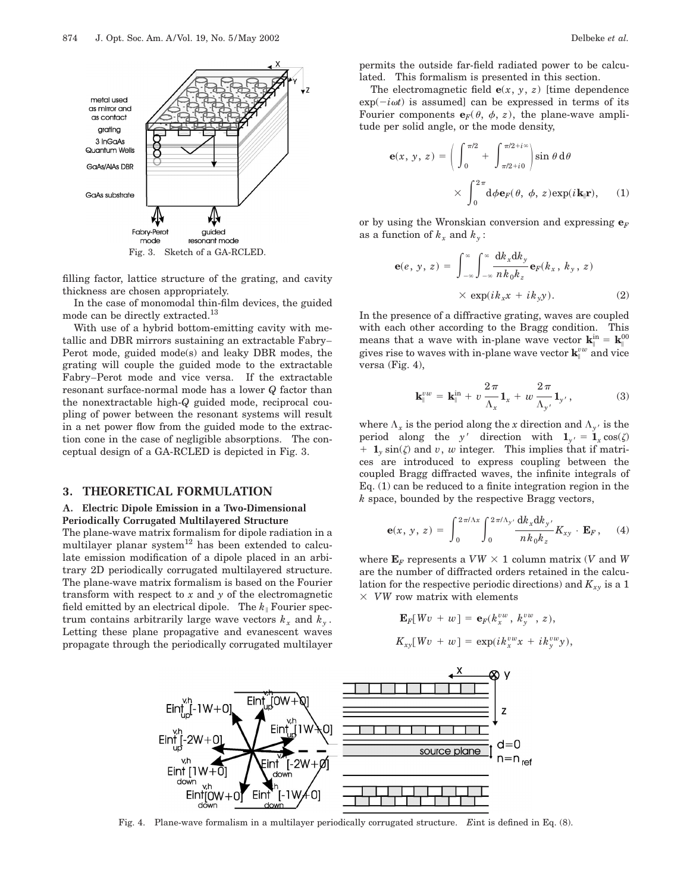Fig. 3. Sketch of a GA-RCLED.

filling factor, lattice structure of the grating, and cavity thickness are chosen appropriately.

In the case of monomodal thin-film devices, the guided mode can be directly extracted.[13]

With use of a hybrid bottom-emitting cavity with metallic and DBR mirrors sustaining an extractable Fabry–Perot mode, guided mode(s) and leaky DBR modes, the grating will couple the guided mode to the extractable Fabry–Perot mode and vice versa. If the extractable resonant surface-normal mode has a lower $Q$ factor than the nonextractable high-$Q$ guided mode, reciprocal coupling of power between the resonant systems will result in a net power flow from the guided mode to the extraction cone in the case of negligible absorptions. The conceptual design of a GA-RCLED is depicted in Fig. 3.

## 3. THEORETICAL FORMULATION

### A. Electric Dipole Emission in a Two-Dimensional Periodically Corrugated Multilayered Structure

The plane-wave matrix formalism for dipole radiation in a multilayer planar system[12] has been extended to calculate emission modification of a dipole placed in an arbitrary 2D periodically corrugated multilayered structure. The plane-wave matrix formalism is based on the Fourier transform with respect to $x$ and $y$ of the electromagnetic field emitted by an electrical dipole. The $k_\parallel$ Fourier spectrum contains arbitrarily large wave vectors $k_x$ and $k_y$. Letting these plane propagative and evanescent waves propagate through the periodically corrugated multilayer permits the outside far-field radiated power to be calculated. This formalism is presented in this section.

The electromagnetic field $\mathbf{e}(x, y, z)$ [time dependence $\exp(-i\omega t)$ is assumed] can be expressed in terms of its Fourier components $\mathbf{e}_F(\theta, \phi, z)$, the plane-wave amplitude per solid angle, or the mode density,

$$\mathbf{e}(x, y, z) = \left( \int_0^{\pi/2} + \int_{\pi/2+i0}^{\pi/2+i\infty} \right) \sin\theta \, \mathrm{d}\theta \times \int_0^{2\pi} \mathrm{d}\phi \mathbf{e}_F(\theta, \phi, z) \exp(i\mathbf{k}_\parallel \mathbf{r}), \tag{1}$$

or by using the Wronskian conversion and expressing $\mathbf{e}_F$ as a function of $k_x$ and $k_y$:

$$\mathbf{e}(e, y, z) = \int_{-\infty}^{\infty} \int_{-\infty}^{\infty} \frac{\mathrm{d}k_x \mathrm{d}k_y}{nk_0k_z} \mathbf{e}_F(k_x, k_y, z) \times \exp(ik_x x + ik_y y). \tag{2}$$

In the presence of a diffractive grating, waves are coupled with each other according to the Bragg condition. This means that a wave with in-plane wave vector $\mathbf{k}_\parallel^{\text{in}} = \mathbf{k}_\parallel^{00}$ gives rise to waves with in-plane wave vector $\mathbf{k}_\parallel^{vw}$ and vice versa (Fig. 4),

$$\mathbf{k}_\parallel^{vw} = \mathbf{k}_\parallel^{\text{in}} + v\frac{2\pi}{\Lambda_x}\mathbf{1}_x + w\frac{2\pi}{\Lambda_{y'}}\mathbf{1}_{y'}, \tag{3}$$

where $\Lambda_x$ is the period along the $x$ direction and $\Lambda_{y'}$ is the period along the $y'$ direction with $\mathbf{1}_{y'} = \mathbf{1}_x \cos(\zeta) + \mathbf{1}_y \sin(\zeta)$ and $v$, $w$ integer. This implies that if matrices are introduced to express coupling between the coupled Bragg diffracted waves, the infinite integrals of Eq. (1) can be reduced to a finite integration region in the $k$ space, bounded by the respective Bragg vectors,

$$\mathbf{e}(x, y, z) = \int_0^{2\pi/\Lambda x} \int_0^{2\pi/\Lambda_{y'}} \frac{\mathrm{d}k_x \mathrm{d}k_{y'}}{nk_0k_z} K_{xy} \cdot \mathbf{E}_F, \tag{4}$$

where $\mathbf{E}_F$ represents a $VW \times 1$ column matrix ($V$ and $W$ are the number of diffracted orders retained in the calculation for the respective periodic directions) and $K_{xy}$ is a $1 \times VW$ row matrix with elements

$$\mathbf{E}_F[Wv + w] = \mathbf{e}_F(k_x^{vw}, k_y^{vw}, z),$$

$$K_{xy}[Wv + w] = \exp(ik_x^{vw}x + ik_y^{vw}y),$$

Fig. 4. Plane-wave formalism in a multilayer periodically corrugated structure. $E$int is defined in Eq. (8).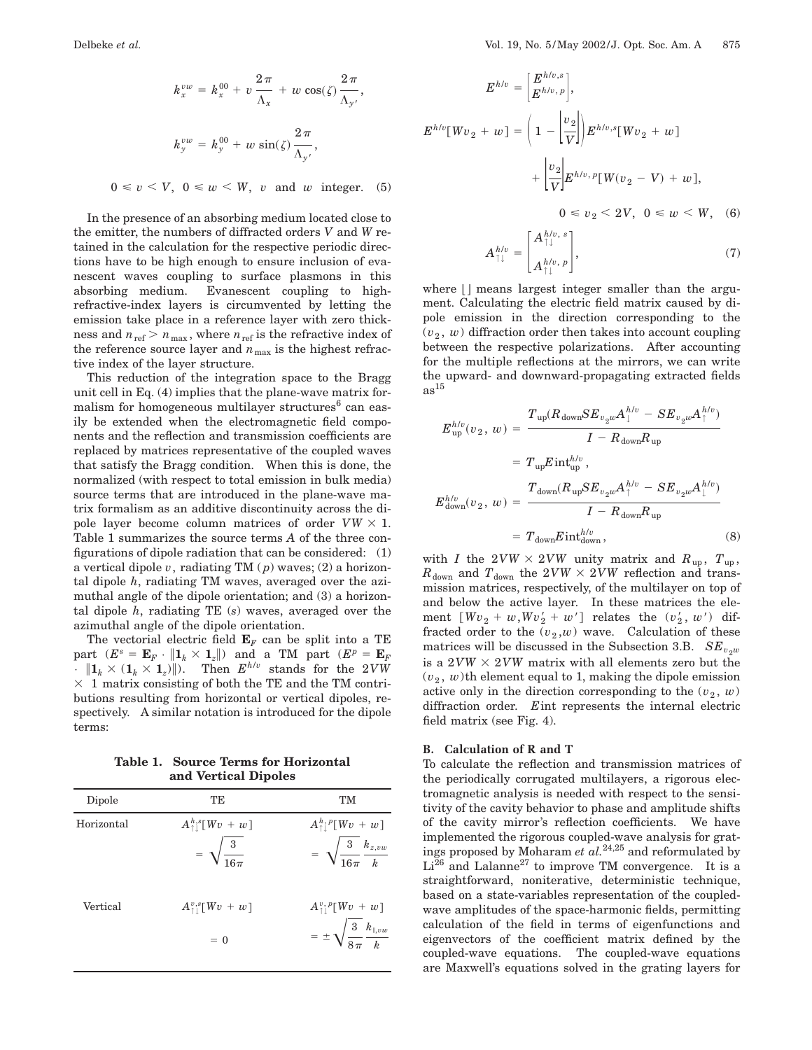$$k_x^{vw} = k_x^{00} + v\frac{2\pi}{\Lambda_x} + w\cos(\zeta)\frac{2\pi}{\Lambda_{y'}},$$

$$k_y^{vw} = k_y^{00} + w\sin(\zeta)\frac{2\pi}{\Lambda_{y'}},$$

$$0 \leqslant v < V,\ \ 0 \leqslant w < W,\ \ v \text{ and } w \text{ integer.} \quad (5)$$

In the presence of an absorbing medium located close to the emitter, the numbers of diffracted orders $V$ and $W$ retained in the calculation for the respective periodic directions have to be high enough to ensure inclusion of evanescent waves coupling to surface plasmons in this absorbing medium. Evanescent coupling to high-refractive-index layers is circumvented by letting the emission take place in a reference layer with zero thickness and $n_{\text{ref}} > n_{\max}$, where $n_{\text{ref}}$ is the refractive index of the reference source layer and $n_{\max}$ is the highest refractive index of the layer structure.

This reduction of the integration space to the Bragg unit cell in Eq. (4) implies that the plane-wave matrix formalism for homogeneous multilayer structures[6] can easily be extended when the electromagnetic field components and the reflection and transmission coefficients are replaced by matrices representative of the coupled waves that satisfy the Bragg condition. When this is done, the normalized (with respect to total emission in bulk media) source terms that are introduced in the plane-wave matrix formalism as an additive discontinuity across the dipole layer become column matrices of order $VW \times 1$. Table 1 summarizes the source terms $A$ of the three configurations of dipole radiation that can be considered: (1) a vertical dipole $v$, radiating TM ($p$) waves; (2) a horizontal dipole $h$, radiating TM waves, averaged over the azimuthal angle of the dipole orientation; and (3) a horizontal dipole $h$, radiating TE ($s$) waves, averaged over the azimuthal angle of the dipole orientation.

The vectorial electric field $\mathbf{E}_F$ can be split into a TE part ($E^s = \mathbf{E}_F \cdot \|\mathbf{1}_k \times \mathbf{1}_z\|$) and a TM part ($E^p = \mathbf{E}_F \cdot \|\mathbf{1}_k \times (\mathbf{1}_k \times \mathbf{1}_z)\|$). Then $E^{h/v}$ stands for the $2VW \times 1$ matrix consisting of both the TE and the TM contributions resulting from horizontal or vertical dipoles, respectively. A similar notation is introduced for the dipole terms:

**Table 1. Source Terms for Horizontal and Vertical Dipoles**

| Dipole | TE | TM |
|---|---|---|
| Horizontal | $A_{\uparrow\downarrow}^{h,s}[Wv + w] = \sqrt{\dfrac{3}{16\pi}}$ | $A_{\uparrow\downarrow}^{h,p}[Wv + w] = \sqrt{\dfrac{3}{16\pi}}\dfrac{k_{z,vw}}{k}$ |
| Vertical | $A_{\uparrow\downarrow}^{v,s}[Wv + w] = 0$ | $A_{\uparrow\downarrow}^{v,p}[Wv + w] = \pm\sqrt{\dfrac{3}{8\pi}}\dfrac{k_{\parallel,vw}}{k}$ |

$$E^{h/v} = \begin{bmatrix} E^{h/v,s} \\ E^{h/v,p} \end{bmatrix},$$

$$E^{h/v}[Wv_2 + w] = \left(1 - \left\lfloor\frac{v_2}{V}\right\rfloor\right)E^{h/v,s}[Wv_2 + w] + \left\lfloor\frac{v_2}{V}\right\rfloor E^{h/v,p}[W(v_2 - V) + w],$$

$$0 \leqslant v_2 < 2V,\ \ 0 \leqslant w < W, \quad (6)$$

$$A_{\uparrow\downarrow}^{h/v} = \begin{bmatrix} A_{\uparrow\downarrow}^{h/v,s} \\ A_{\uparrow\downarrow}^{h/v,p} \end{bmatrix}, \quad (7)$$

where $\lfloor\,\rfloor$ means largest integer smaller than the argument. Calculating the electric field matrix caused by dipole emission in the direction corresponding to the $(v_2, w)$ diffraction order then takes into account coupling between the respective polarizations. After accounting for the multiple reflections at the mirrors, we can write the upward- and downward-propagating extracted fields as[15]

$$E_{\text{up}}^{h/v}(v_2, w) = \frac{T_{\text{up}}(R_{\text{down}}SE_{v_2w}A_{\downarrow}^{h/v} - SE_{v_2w}A_{\uparrow}^{h/v})}{I - R_{\text{down}}R_{\text{up}}} = T_{\text{up}}E\text{int}_{\text{up}}^{h/v},$$

$$E_{\text{down}}^{h/v}(v_2, w) = \frac{T_{\text{down}}(R_{\text{up}}SE_{v_2w}A_{\uparrow}^{h/v} - SE_{v_2w}A_{\downarrow}^{h/v})}{I - R_{\text{down}}R_{\text{up}}} = T_{\text{down}}E\text{int}_{\text{down}}^{h/v}, \quad (8)$$

with $I$ the $2VW \times 2VW$ unity matrix and $R_{\text{up}}$, $T_{\text{up}}$, $R_{\text{down}}$ and $T_{\text{down}}$ the $2VW \times 2VW$ reflection and transmission matrices, respectively, of the multilayer on top of and below the active layer. In these matrices the element $[Wv_2 + w, Wv_2' + w']$ relates the $(v_2', w')$ diffracted order to the $(v_2, w)$ wave. Calculation of these matrices will be discussed in the Subsection 3.B. $SE_{v_2w}$ is a $2VW \times 2VW$ matrix with all elements zero but the $(v_2, w)$th element equal to 1, making the dipole emission active only in the direction corresponding to the $(v_2, w)$ diffraction order. $E$int represents the internal electric field matrix (see Fig. 4).

### B. Calculation of R and T

To calculate the reflection and transmission matrices of the periodically corrugated multilayers, a rigorous electromagnetic analysis is needed with respect to the sensitivity of the cavity behavior to phase and amplitude shifts of the cavity mirror's reflection coefficients. We have implemented the rigorous coupled-wave analysis for gratings proposed by Moharam *et al.*[24,25] and reformulated by Li[26] and Lalanne[27] to improve TM convergence. It is a straightforward, noniterative, deterministic technique, based on a state-variables representation of the coupled-wave amplitudes of the space-harmonic fields, permitting calculation of the field in terms of eigenfunctions and eigenvectors of the coefficient matrix defined by the coupled-wave equations. The coupled-wave equations are Maxwell's equations solved in the grating layers for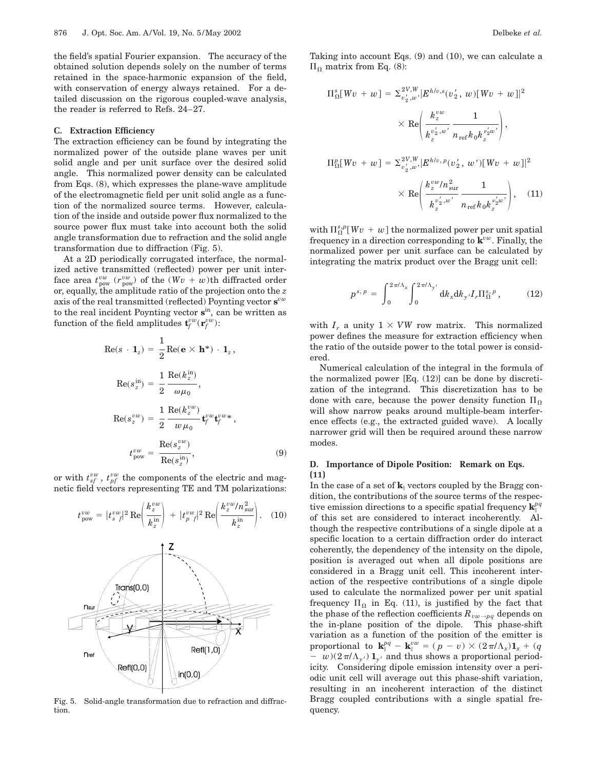the field's spatial Fourier expansion. The accuracy of the obtained solution depends solely on the number of terms retained in the space-harmonic expansion of the field, with conservation of energy always retained. For a detailed discussion on the rigorous coupled-wave analysis, the reader is referred to Refs. 24–27.

### C. Extraction Efficiency

The extraction efficiency can be found by integrating the normalized power of the outside plane waves per unit solid angle and per unit surface over the desired solid angle. This normalized power density can be calculated from Eqs. (8), which expresses the plane-wave amplitude of the electromagnetic field per unit solid angle as a function of the normalized source terms. However, calculation of the inside and outside power flux normalized to the source power flux must take into account both the solid angle transformation due to refraction and the solid angle transformation due to diffraction (Fig. 5).

At a 2D periodically corrugated interface, the normalized active transmitted (reflected) power per unit interface area $t_{\text{pow}}^{vw}$ ($r_{\text{pow}}^{vw}$) of the $(Wv + w)$th diffracted order or, equally, the amplitude ratio of the projection onto the $z$ axis of the real transmitted (reflected) Poynting vector $\mathbf{s}^{vw}$ to the real incident Poynting vector $\mathbf{s}^{\text{in}}$, can be written as function of the field amplitudes $\mathbf{t}_f^{vw}(\mathbf{r}_f^{vw})$:

$$\text{Re}(s \cdot \mathbf{1}_z) = \frac{1}{2}\text{Re}(\mathbf{e} \times \mathbf{h}^*) \cdot \mathbf{1}_z,$$

$$\text{Re}(s_z^{\text{in}}) = \frac{1}{2}\frac{\text{Re}(k_z^{\text{in}})}{\omega \mu_0},$$

$$\text{Re}(s_z^{vw}) = \frac{1}{2}\frac{\text{Re}(k_z^{vw})}{w \mu_0}\mathbf{t}_f^{vw}\mathbf{t}_f^{vw*},$$

$$t_{\text{pow}}^{vw} = \frac{\text{Re}(s_z^{vw})}{\text{Re}(s_z^{\text{in}})}, \tag{9}$$

or with $t_{sf}^{vw}$, $t_{pf}^{vw}$ the components of the electric and magnetic field vectors representing TE and TM polarizations:

$$t_{\text{pow}}^{vw} = |t_{s\ f}^{vw}|^2 \,\text{Re}\left(\frac{k_z^{vw}}{k_z^{\text{in}}}\right) + |t_{p\ f}^{vw}|^2 \,\text{Re}\left(\frac{k_z^{vw}/n_{\text{sur}}^2}{k_z^{\text{in}}}\right). \tag{10}$$

Fig. 5. Solid-angle transformation due to refraction and diffraction.

Taking into account Eqs. (9) and (10), we can calculate a $\Pi_\Omega$ matrix from Eq. (8):

$$\Pi_\Omega^s[Wv + w] = \Sigma_{v_2',w'}^{2V,W}|E^{h/v,s}(v_2', w)[Wv + w]|^2 \times \text{Re}\left(\frac{k_z^{vw}}{k_z^{v_2',w'}}\frac{1}{n_{\text{ref}}k_0 k_z^{v_2'w'}}\right),$$

$$\Pi_\Omega^p[Wv + w] = \Sigma_{v_2',w'}^{2V,W}|E^{h/v,p}(v_2', w')[Wv + w]|^2 \times \text{Re}\left(\frac{k_z^{vw}/n_{\text{sur}}^2}{k_z^{v_2',w'}}\frac{1}{n_{\text{ref}}k_0 k_z^{v_2'w'}}\right), \tag{11}$$

with $\Pi_\Omega^{s,p}[Wv + w]$ the normalized power per unit spatial frequency in a direction corresponding to $\mathbf{k}^{vw}$. Finally, the normalized power per unit surface can be calculated by integrating the matrix product over the Bragg unit cell:

$$p^{s,p} = \int_0^{2\pi/\Lambda_x}\int_0^{2\pi/\Lambda_{y'}} \text{d}k_x \text{d}k_{y'} I_r \Pi_\Omega^{s,p}, \tag{12}$$

with $I_r$ a unity $1 \times VW$ row matrix. This normalized power defines the measure for extraction efficiency when the ratio of the outside power to the total power is considered.

Numerical calculation of the integral in the formula of the normalized power [Eq. (12)] can be done by discretization of the integrand. This discretization has to be done with care, because the power density function $\Pi_\Omega$ will show narrow peaks around multiple-beam interference effects (e.g., the extracted guided wave). A locally narrower grid will then be required around these narrow modes.

### D. Importance of Dipole Position: Remark on Eqs. (11)

In the case of a set of $\mathbf{k}_\parallel$ vectors coupled by the Bragg condition, the contributions of the source terms of the respective emission directions to a specific spatial frequency $\mathbf{k}_\parallel^{pq}$ of this set are considered to interact incoherently. Although the respective contributions of a single dipole at a specific location to a certain diffraction order do interact coherently, the dependency of the intensity on the dipole, position is averaged out when all dipole positions are considered in a Bragg unit cell. This incoherent interaction of the respective contributions of a single dipole used to calculate the normalized power per unit spatial frequency $\Pi_\Omega$ in Eq. (11), is justified by the fact that the phase of the reflection coefficients $R_{vw\to pq}$ depends on the in-plane position of the dipole. This phase-shift variation as a function of the position of the emitter is proportional to $\mathbf{k}_\parallel^{pq} - \mathbf{k}_\parallel^{vw} = (p - v) \times (2\pi/\Lambda_x)\mathbf{1}_x + (q - w)(2\pi/\Lambda_{y'})\mathbf{1}_{y'}$ and thus shows a proportional periodicity. Considering dipole emission intensity over a periodic unit cell will average out this phase-shift variation, resulting in an incoherent interaction of the distinct Bragg coupled contributions with a single spatial frequency.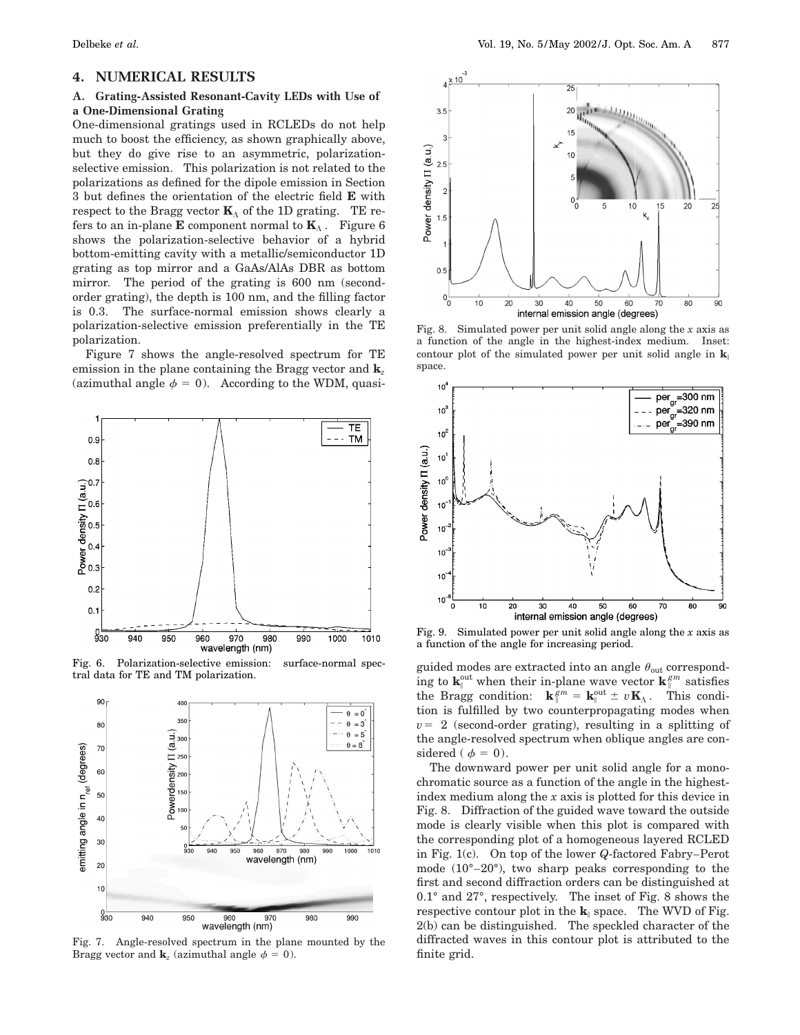## 4. NUMERICAL RESULTS

### A. Grating-Assisted Resonant-Cavity LEDs with Use of a One-Dimensional Grating

One-dimensional gratings used in RCLEDs do not help much to boost the efficiency, as shown graphically above, but they do give rise to an asymmetric, polarization-selective emission. This polarization is not related to the polarizations as defined for the dipole emission in Section 3 but defines the orientation of the electric field $\mathbf{E}$ with respect to the Bragg vector $\mathbf{K}_{\Lambda}$ of the 1D grating. TE refers to an in-plane $\mathbf{E}$ component normal to $\mathbf{K}_{\Lambda}$. Figure 6 shows the polarization-selective behavior of a hybrid bottom-emitting cavity with a metallic/semiconductor 1D grating as top mirror and a GaAs/AlAs DBR as bottom mirror. The period of the grating is 600 nm (second-order grating), the depth is 100 nm, and the filling factor is 0.3. The surface-normal emission shows clearly a polarization-selective emission preferentially in the TE polarization.

Figure 7 shows the angle-resolved spectrum for TE emission in the plane containing the Bragg vector and $\mathbf{k}_z$ (azimuthal angle $\phi = 0$). According to the WDM, quasi-guided modes are extracted into an angle $\theta_{\text{out}}$ corresponding to $\mathbf{k}_{\parallel}^{\text{out}}$ when their in-plane wave vector $\mathbf{k}_{\parallel}^{gm}$ satisfies the Bragg condition: $\mathbf{k}_{\parallel}^{gm} = \mathbf{k}_{\parallel}^{\text{out}} \pm v\mathbf{K}_{\Lambda}$. This condition is fulfilled by two counterpropagating modes when $v = 2$ (second-order grating), resulting in a splitting of the angle-resolved spectrum when oblique angles are considered ($\phi = 0$).

Fig. 6. Polarization-selective emission: surface-normal spectral data for TE and TM polarization.

Fig. 7. Angle-resolved spectrum in the plane mounted by the Bragg vector and $\mathbf{k}_z$ (azimuthal angle $\phi = 0$).

Fig. 8. Simulated power per unit solid angle along the $x$ axis as a function of the angle in the highest-index medium. Inset: contour plot of the simulated power per unit solid angle in $\mathbf{k}_{\parallel}$ space.

Fig. 9. Simulated power per unit solid angle along the $x$ axis as a function of the angle for increasing period.

The downward power per unit solid angle for a monochromatic source as a function of the angle in the highest-index medium along the $x$ axis is plotted for this device in Fig. 8. Diffraction of the guided wave toward the outside mode is clearly visible when this plot is compared with the corresponding plot of a homogeneous layered RCLED in Fig. 1(c). On top of the lower $Q$-factored Fabry–Perot mode (10°–20°), two sharp peaks corresponding to the first and second diffraction orders can be distinguished at 0.1° and 27°, respectively. The inset of Fig. 8 shows the respective contour plot in the $\mathbf{k}_{\parallel}$ space. The WVD of Fig. 2(b) can be distinguished. The speckled character of the diffracted waves in this contour plot is attributed to the finite grid.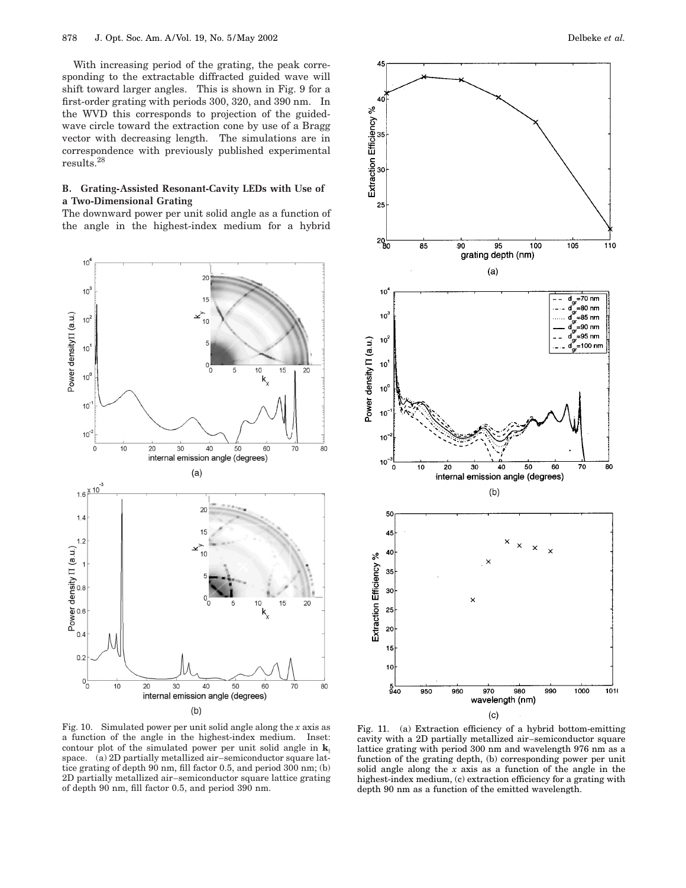With increasing period of the grating, the peak corresponding to the extractable diffracted guided wave will shift toward larger angles. This is shown in Fig. 9 for a first-order grating with periods 300, 320, and 390 nm. In the WVD this corresponds to projection of the guided-wave circle toward the extraction cone by use of a Bragg vector with decreasing length. The simulations are in correspondence with previously published experimental results.[28]

### B. Grating-Assisted Resonant-Cavity LEDs with Use of a Two-Dimensional Grating

The downward power per unit solid angle as a function of the angle in the highest-index medium for a hybrid

Fig. 10. Simulated power per unit solid angle along the $x$ axis as a function of the angle in the highest-index medium. Inset: contour plot of the simulated power per unit solid angle in $\mathbf{k}_\parallel$ space. (a) 2D partially metallized air–semiconductor square lattice grating of depth 90 nm, fill factor 0.5, and period 300 nm; (b) 2D partially metallized air–semiconductor square lattice grating of depth 90 nm, fill factor 0.5, and period 390 nm.

Fig. 11. (a) Extraction efficiency of a hybrid bottom-emitting cavity with a 2D partially metallized air–semiconductor square lattice grating with period 300 nm and wavelength 976 nm as a function of the grating depth, (b) corresponding power per unit solid angle along the $x$ axis as a function of the angle in the highest-index medium, (c) extraction efficiency for a grating with depth 90 nm as a function of the emitted wavelength.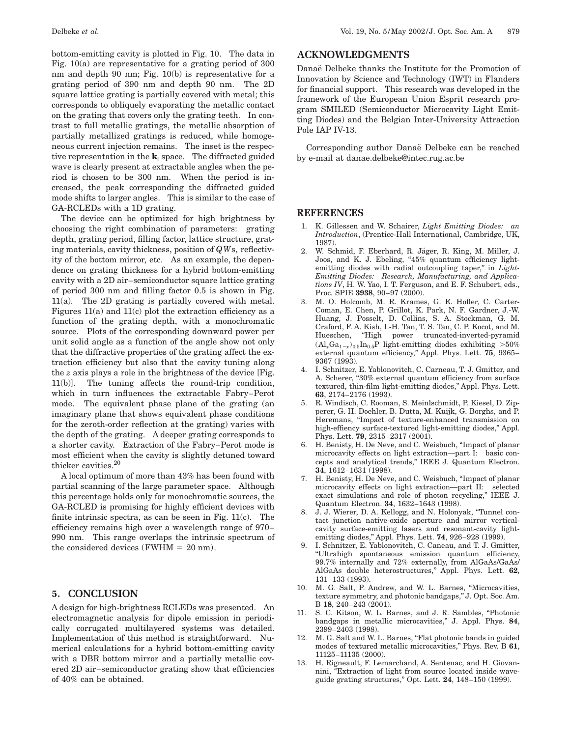bottom-emitting cavity is plotted in Fig. 10. The data in Fig. 10(a) are representative for a grating period of 300 nm and depth 90 nm; Fig. 10(b) is representative for a grating period of 390 nm and depth 90 nm. The 2D square lattice grating is partially covered with metal; this corresponds to obliquely evaporating the metallic contact on the grating that covers only the grating teeth. In contrast to full metallic gratings, the metallic absorption of partially metallized gratings is reduced, while homogeneous current injection remains. The inset is the respective representation in the $\mathbf{k}_{\parallel}$ space. The diffracted guided wave is clearly present at extractable angles when the period is chosen to be 300 nm. When the period is increased, the peak corresponding the diffracted guided mode shifts to larger angles. This is similar to the case of GA-RCLEDs with a 1D grating.

The device can be optimized for high brightness by choosing the right combination of parameters: grating depth, grating period, filling factor, lattice structure, grating materials, cavity thickness, position of $QW$s, reflectivity of the bottom mirror, etc. As an example, the dependence on grating thickness for a hybrid bottom-emitting cavity with a 2D air–semiconductor square lattice grating of period 300 nm and filling factor 0.5 is shown in Fig. 11(a). The 2D grating is partially covered with metal. Figures 11(a) and 11(c) plot the extraction efficiency as a function of the grating depth, with a monochromatic source. Plots of the corresponding downward power per unit solid angle as a function of the angle show not only that the diffractive properties of the grating affect the extraction efficiency but also that the cavity tuning along the $z$ axis plays a role in the brightness of the device [Fig. 11(b)]. The tuning affects the round-trip condition, which in turn influences the extractable Fabry–Perot mode. The equivalent phase plane of the grating (an imaginary plane that shows equivalent phase conditions for the zeroth-order reflection at the grating) varies with the depth of the grating. A deeper grating corresponds to a shorter cavity. Extraction of the Fabry–Perot mode is most efficient when the cavity is slightly detuned toward thicker cavities.[20]

A local optimum of more than 43% has been found with partial scanning of the large parameter space. Although this percentage holds only for monochromatic sources, the GA-RCLED is promising for highly efficient devices with finite intrinsic spectra, as can be seen in Fig. 11(c). The efficiency remains high over a wavelength range of 970–990 nm. This range overlaps the intrinsic spectrum of the considered devices (FWHM = 20 nm).

## 5. CONCLUSION

A design for high-brightness RCLEDs was presented. An electromagnetic analysis for dipole emission in periodically corrugated multilayered systems was detailed. Implementation of this method is straightforward. Numerical calculations for a hybrid bottom-emitting cavity with a DBR bottom mirror and a partially metallic covered 2D air–semiconductor grating show that efficiencies of 40% can be obtained.

## ACKNOWLEDGMENTS

Danaë Delbeke thanks the Institute for the Promotion of Innovation by Science and Technology (IWT) in Flanders for financial support. This research was developed in the framework of the European Union Esprit research program SMILED (Semiconductor Microcavity Light Emitting Diodes) and the Belgian Inter-University Attraction Pole IAP IV-13.

Corresponding author Danaë Delbeke can be reached by e-mail at danae.delbeke@intec.rug.ac.be

## REFERENCES

1. K. Gillessen and W. Schairer, *Light Emitting Diodes: an Introduction*, (Prentice-Hall International, Cambridge, UK, 1987).
2. W. Schmid, F. Eberhard, R. Jäger, R. King, M. Miller, J. Joos, and K. J. Ebeling, "45% quantum efficiency light-emitting diodes with radial outcoupling taper," in *Light-Emitting Diodes: Research, Manufacturing, and Applications IV*, H. W. Yao, I. T. Ferguson, and E. F. Schubert, eds., Proc. SPIE **3938**, 90–97 (2000).
3. M. O. Holcomb, M. R. Krames, G. E. Hofler, C. Carter-Coman, E. Chen, P. Grillot, K. Park, N. F. Gardner, J.-W. Huang, J. Posselt, D. Collins, S. A. Stockman, G. M. Craford, F. A. Kish, I.-H. Tan, T. S. Tan, C. P. Kocot, and M. Hueschen, "High power truncated-inverted-pyramid $(\mathrm{Al}_x\mathrm{Ga}_{1-x})_{0.5}\mathrm{In}_{0.5}\mathrm{P}$ light-emitting diodes exhibiting >50% external quantum efficiency," Appl. Phys. Lett. **75**, 9365–9367 (1993).
4. I. Schnitzer, E. Yablonovitch, C. Carneau, T. J. Gmitter, and A. Scherer, "30% external quantum efficiency from surface textured, thin-film light-emitting diodes," Appl. Phys. Lett. **63**, 2174–2176 (1993).
5. R. Windisch, C. Rooman, S. Meinlschmidt, P. Kiesel, D. Zipperer, G. H. Doehler, B. Dutta, M. Kuijk, G. Borghs, and P. Heremans, "Impact of texture-enhanced transmission on high-effiency surface-textured light-emitting diodes," Appl. Phys. Lett. **79**, 2315–2317 (2001).
6. H. Benisty, H. De Neve, and C. Weisbuch, "Impact of planar microcavity effects on light extraction—part I: basic concepts and analytical trends," IEEE J. Quantum Electron. **34**, 1612–1631 (1998).
7. H. Benisty, H. De Neve, and C. Weisbuch, "Impact of planar microcavity effects on light extraction—part II: selected exact simulations and role of photon recycling," IEEE J. Quantum Electron. **34**, 1632–1643 (1998).
8. J. J. Wierer, D. A. Kellogg, and N. Holonyak, "Tunnel contact junction native-oxide aperture and mirror vertical-cavity surface-emitting lasers and resonant-cavity light-emitting diodes," Appl. Phys. Lett. **74**, 926–928 (1999).
9. I. Schnitzer, E. Yablonovitch, C. Caneau, and T. J. Gmitter, "Ultrahigh spontaneous emission quantum efficiency, 99.7% internally and 72% externally, from AlGaAs/GaAs/AlGaAs double heterostructures," Appl. Phys. Lett. **62**, 131–133 (1993).
10. M. G. Salt, P. Andrew, and W. L. Barnes, "Microcavities, texture symmetry, and photonic bandgaps," J. Opt. Soc. Am. B **18**, 240–243 (2001).
11. S. C. Kitson, W. L. Barnes, and J. R. Sambles, "Photonic bandgaps in metallic microcavities," J. Appl. Phys. **84**, 2399–2403 (1998).
12. M. G. Salt and W. L. Barnes, "Flat photonic bands in guided modes of textured metallic microcavities," Phys. Rev. B **61**, 11125–11135 (2000).
13. H. Rigneault, F. Lemarchand, A. Sentenac, and H. Giovannini, "Extraction of light from source located inside waveguide grating structures," Opt. Lett. **24**, 148–150 (1999).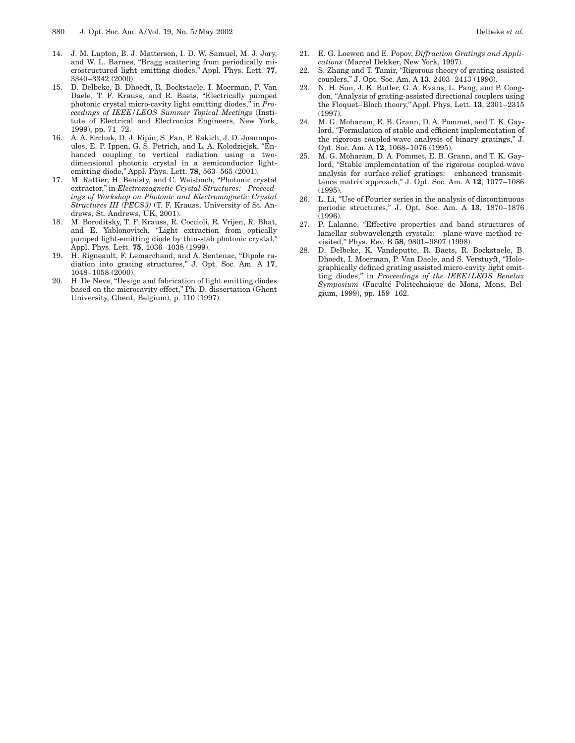14. J. M. Lupton, B. J. Matterson, I. D. W. Samuel, M. J. Jory, and W. L. Barnes, "Bragg scattering from periodically microstructured light emitting diodes," Appl. Phys. Lett. **77**, 3340–3342 (2000).
15. D. Delbeke, B. Dhoedt, R. Bockstaele, I. Moerman, P. Van Daele, T. F. Krauss, and R. Baets, "Electrically pumped photonic crystal micro-cavity light emitting diodes," in *Proceedings of IEEE/LEOS Summer Topical Meetings* (Institute of Electrical and Electronics Engineers, New York, 1999), pp. 71–72.
16. A. A. Erchak, D. J. Ripin, S. Fan, P. Rakich, J. D. Joannopoulos, E. P. Ippen, G. S. Petrich, and L. A. Kolodziejsk, "Enhanced coupling to vertical radiation using a two-dimensional photonic crystal in a semiconductor light-emitting diode," Appl. Phys. Lett. **78**, 563–565 (2001).
17. M. Rattier, H. Benisty, and C. Weisbuch, "Photonic crystal extractor," in *Electromagnetic Crystal Structures: Proceedings of Workshop on Photonic and Electromagnetic Crystal Structures III (PECS3)* (T. F. Krauss, University of St. Andrews, St. Andrews, UK, 2001).
18. M. Boroditsky, T. F. Krauss, R. Coccioli, R. Vrijen, R. Bhat, and E. Yablonovitch, "Light extraction from optically pumped light-emitting diode by thin-slab photonic crystal," Appl. Phys. Lett. **75**, 1036–1038 (1999).
19. H. Rigneault, F. Lemarchand, and A. Sentenac, "Dipole radiation into grating structures," J. Opt. Soc. Am. A **17**, 1048–1058 (2000).
20. H. De Neve, "Design and fabrication of light emitting diodes based on the microcavity effect," Ph. D. dissertation (Ghent University, Ghent, Belgium), p. 110 (1997).
21. E. G. Loewen and E. Popov, *Diffraction Gratings and Applications* (Marcel Dekker, New York, 1997).
22. S. Zhang and T. Tamir, "Rigorous theory of grating assisted couplers," J. Opt. Soc. Am. A **13**, 2403–2413 (1996).
23. N. H. Sun, J. K. Butler, G. A. Evans, L. Pang, and P. Congdon, "Analysis of grating-assisted directional couplers using the Floquet–Bloch theory," Appl. Phys. Lett. **13**, 2301–2315 (1997).
24. M. G. Moharam, E. B. Grann, D. A. Pommet, and T. K. Gaylord, "Formulation of stable and efficient implementation of the rigorous coupled-wave analysis of binary gratings," J. Opt. Soc. Am. A **12**, 1068–1076 (1995).
25. M. G. Moharam, D. A. Pommet, E. B. Grann, and T. K. Gaylord, "Stable implementation of the rigorous coupled-wave analysis for surface-relief gratings: enhanced transmittance matrix approach," J. Opt. Soc. Am. A **12**, 1077–1086 (1995).
26. L. Li, "Use of Fourier series in the analysis of discontinuous periodic structures," J. Opt. Soc. Am. A **13**, 1870–1876 (1996).
27. P. Lalanne, "Effective properties and band structures of lamellar subwavelength crystals: plane-wave method revisited," Phys. Rev. B **58**, 9801–9807 (1998).
28. D. Delbeke, K. Vandeputte, R. Baets, R. Bockstaele, B. Dhoedt, I. Moerman, P. Van Daele, and S. Verstuyft, "Holographically defined grating assisted micro-cavity light emitting diodes," in *Proceedings of the IEEE/LEOS Benelux Symposium* (Faculté Politechnique de Mons, Mons, Belgium, 1999), pp. 159–162.